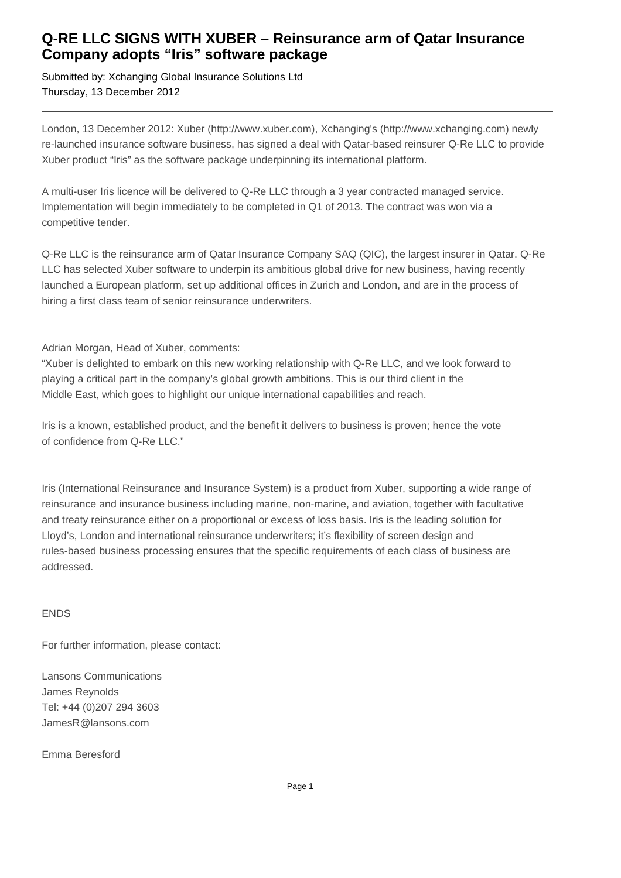# Q-RE LLC SIGNS WITH XUBER – Reinsurance arm of Qatar Insurance Company adopts "Iris" software package

Submitted by: Xchanging Global Insurance Solutions Ltd
Thursday, 13 December 2012

---

London, 13 December 2012: Xuber (http://www.xuber.com), Xchanging's (http://www.xchanging.com) newly re-launched insurance software business, has signed a deal with Qatar-based reinsurer Q-Re LLC to provide Xuber product "Iris" as the software package underpinning its international platform.

A multi-user Iris licence will be delivered to Q-Re LLC through a 3 year contracted managed service. Implementation will begin immediately to be completed in Q1 of 2013. The contract was won via a competitive tender.

Q-Re LLC is the reinsurance arm of Qatar Insurance Company SAQ (QIC), the largest insurer in Qatar. Q-Re LLC has selected Xuber software to underpin its ambitious global drive for new business, having recently launched a European platform, set up additional offices in Zurich and London, and are in the process of hiring a first class team of senior reinsurance underwriters.

Adrian Morgan, Head of Xuber, comments:
"Xuber is delighted to embark on this new working relationship with Q-Re LLC, and we look forward to playing a critical part in the company's global growth ambitions. This is our third client in the Middle East, which goes to highlight our unique international capabilities and reach.

Iris is a known, established product, and the benefit it delivers to business is proven; hence the vote of confidence from Q-Re LLC."

Iris (International Reinsurance and Insurance System) is a product from Xuber, supporting a wide range of reinsurance and insurance business including marine, non-marine, and aviation, together with facultative and treaty reinsurance either on a proportional or excess of loss basis. Iris is the leading solution for Lloyd's, London and international reinsurance underwriters; it's flexibility of screen design and rules-based business processing ensures that the specific requirements of each class of business are addressed.

ENDS

For further information, please contact:

Lansons Communications
James Reynolds
Tel: +44 (0)207 294 3603
JamesR@lansons.com

Emma Beresford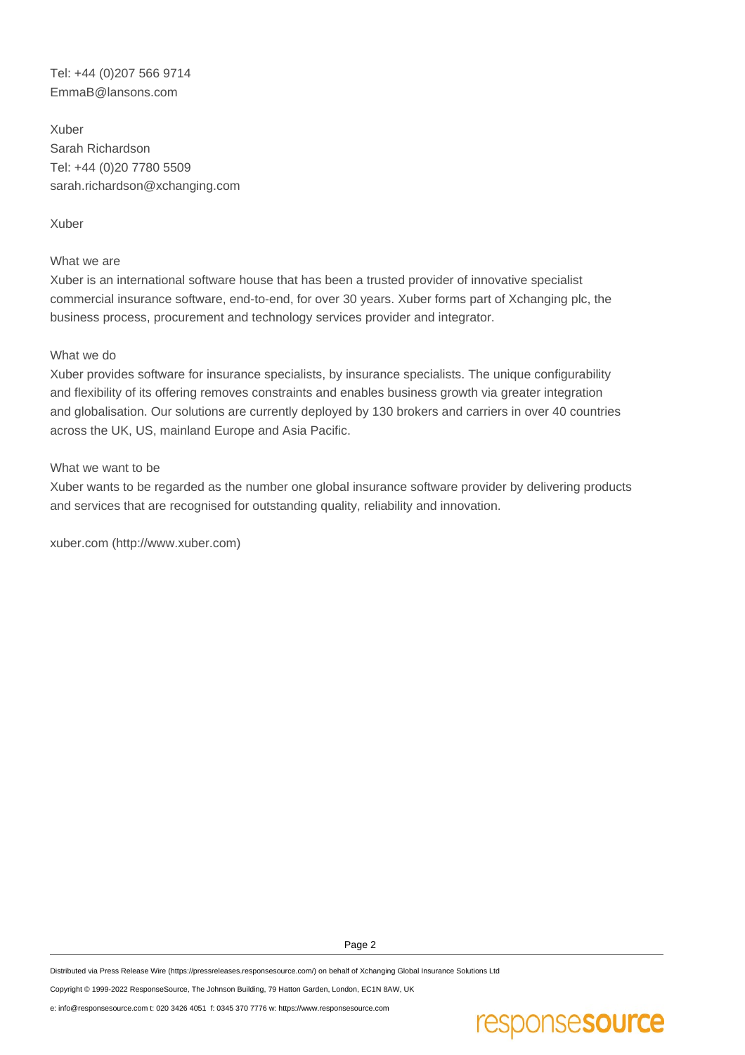Tel: +44 (0)207 566 9714
EmmaB@lansons.com

Xuber
Sarah Richardson
Tel: +44 (0)20 7780 5509
sarah.richardson@xchanging.com

Xuber

What we are
Xuber is an international software house that has been a trusted provider of innovative specialist commercial insurance software, end-to-end, for over 30 years. Xuber forms part of Xchanging plc, the business process, procurement and technology services provider and integrator.

What we do
Xuber provides software for insurance specialists, by insurance specialists. The unique configurability and flexibility of its offering removes constraints and enables business growth via greater integration and globalisation. Our solutions are currently deployed by 130 brokers and carriers in over 40 countries across the UK, US, mainland Europe and Asia Pacific.

What we want to be
Xuber wants to be regarded as the number one global insurance software provider by delivering products and services that are recognised for outstanding quality, reliability and innovation.

xuber.com (http://www.xuber.com)

Distributed via Press Release Wire (https://pressreleases.responsesource.com/) on behalf of Xchanging Global Insurance Solutions Ltd

Copyright © 1999-2022 ResponseSource, The Johnson Building, 79 Hatton Garden, London, EC1N 8AW, UK

e: info@responsesource.com t: 020 3426 4051 f: 0345 370 7776 w: https://www.responsesource.com